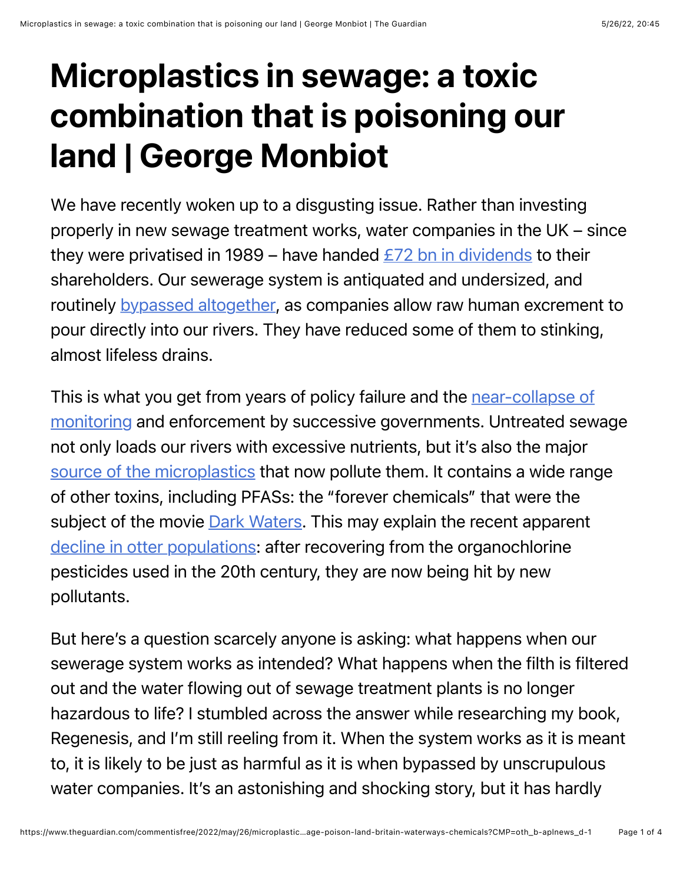# Microplastics in sewage: a toxic combination that is poisoning our land | George Monbiot

We have recently woken up to a disgusting issue. Rather than investing properly in new sewage treatment works, water companies in the UK – since they were privatised in 1989 – have handed [£72 bn in dividends] to their shareholders. Our sewerage system is antiquated and undersized, and routinely [bypassed altogether], as companies allow raw human excrement to pour directly into our rivers. They have reduced some of them to stinking, almost lifeless drains.

This is what you get from years of policy failure and the [near-collapse of monitoring] and enforcement by successive governments. Untreated sewage not only loads our rivers with excessive nutrients, but it's also the major [source of the microplastics] that now pollute them. It contains a wide range of other toxins, including PFASs: the "forever chemicals" that were the subject of the movie [Dark Waters]. This may explain the recent apparent [decline in otter populations]: after recovering from the organochlorine pesticides used in the 20th century, they are now being hit by new pollutants.

But here's a question scarcely anyone is asking: what happens when our sewerage system works as intended? What happens when the filth is filtered out and the water flowing out of sewage treatment plants is no longer hazardous to life? I stumbled across the answer while researching my book, Regenesis, and I'm still reeling from it. When the system works as it is meant to, it is likely to be just as harmful as it is when bypassed by unscrupulous water companies. It's an astonishing and shocking story, but it has hardly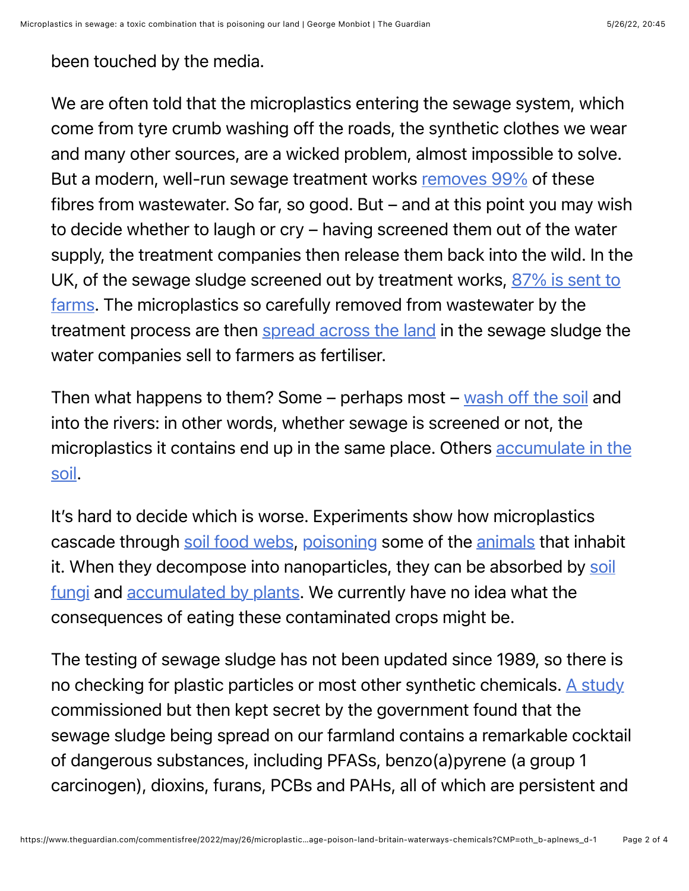been touched by the media.

We are often told that the microplastics entering the sewage system, which come from tyre crumb washing off the roads, the synthetic clothes we wear and many other sources, are a wicked problem, almost impossible to solve. But a modern, well-run sewage treatment works removes 99% of these fibres from wastewater. So far, so good. But – and at this point you may wish to decide whether to laugh or cry – having screened them out of the water supply, the treatment companies then release them back into the wild. In the UK, of the sewage sludge screened out by treatment works, 87% is sent to farms. The microplastics so carefully removed from wastewater by the treatment process are then spread across the land in the sewage sludge the water companies sell to farmers as fertiliser.

Then what happens to them? Some – perhaps most – wash off the soil and into the rivers: in other words, whether sewage is screened or not, the microplastics it contains end up in the same place. Others accumulate in the soil.

It's hard to decide which is worse. Experiments show how microplastics cascade through soil food webs, poisoning some of the animals that inhabit it. When they decompose into nanoparticles, they can be absorbed by soil fungi and accumulated by plants. We currently have no idea what the consequences of eating these contaminated crops might be.

The testing of sewage sludge has not been updated since 1989, so there is no checking for plastic particles or most other synthetic chemicals. A study commissioned but then kept secret by the government found that the sewage sludge being spread on our farmland contains a remarkable cocktail of dangerous substances, including PFASs, benzo(a)pyrene (a group 1 carcinogen), dioxins, furans, PCBs and PAHs, all of which are persistent and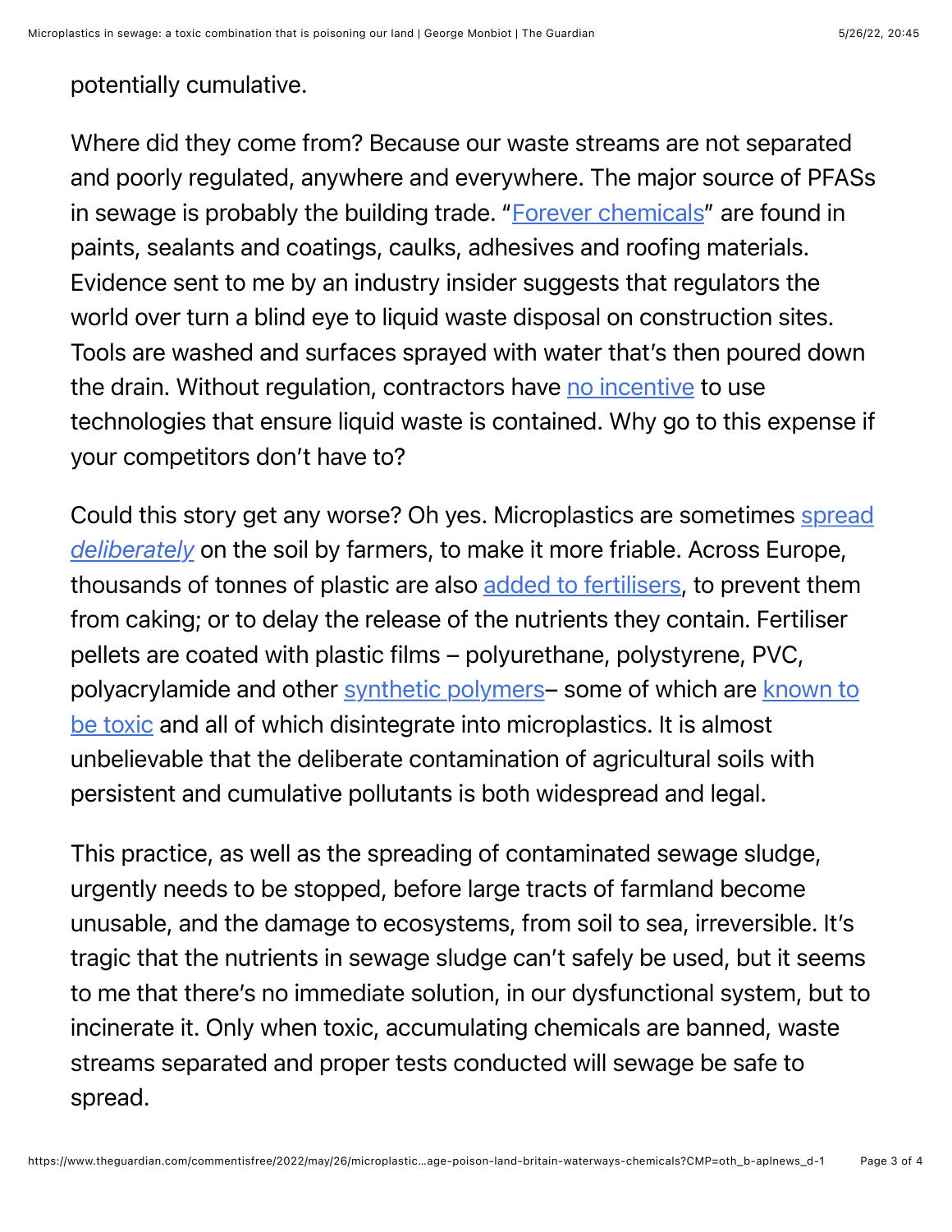potentially cumulative.

Where did they come from? Because our waste streams are not separated and poorly regulated, anywhere and everywhere. The major source of PFASs in sewage is probably the building trade. "Forever chemicals" are found in paints, sealants and coatings, caulks, adhesives and roofing materials. Evidence sent to me by an industry insider suggests that regulators the world over turn a blind eye to liquid waste disposal on construction sites. Tools are washed and surfaces sprayed with water that's then poured down the drain. Without regulation, contractors have no incentive to use technologies that ensure liquid waste is contained. Why go to this expense if your competitors don't have to?

Could this story get any worse? Oh yes. Microplastics are sometimes spread *deliberately* on the soil by farmers, to make it more friable. Across Europe, thousands of tonnes of plastic are also added to fertilisers, to prevent them from caking; or to delay the release of the nutrients they contain. Fertiliser pellets are coated with plastic films – polyurethane, polystyrene, PVC, polyacrylamide and other synthetic polymers– some of which are known to be toxic and all of which disintegrate into microplastics. It is almost unbelievable that the deliberate contamination of agricultural soils with persistent and cumulative pollutants is both widespread and legal.

This practice, as well as the spreading of contaminated sewage sludge, urgently needs to be stopped, before large tracts of farmland become unusable, and the damage to ecosystems, from soil to sea, irreversible. It's tragic that the nutrients in sewage sludge can't safely be used, but it seems to me that there's no immediate solution, in our dysfunctional system, but to incinerate it. Only when toxic, accumulating chemicals are banned, waste streams separated and proper tests conducted will sewage be safe to spread.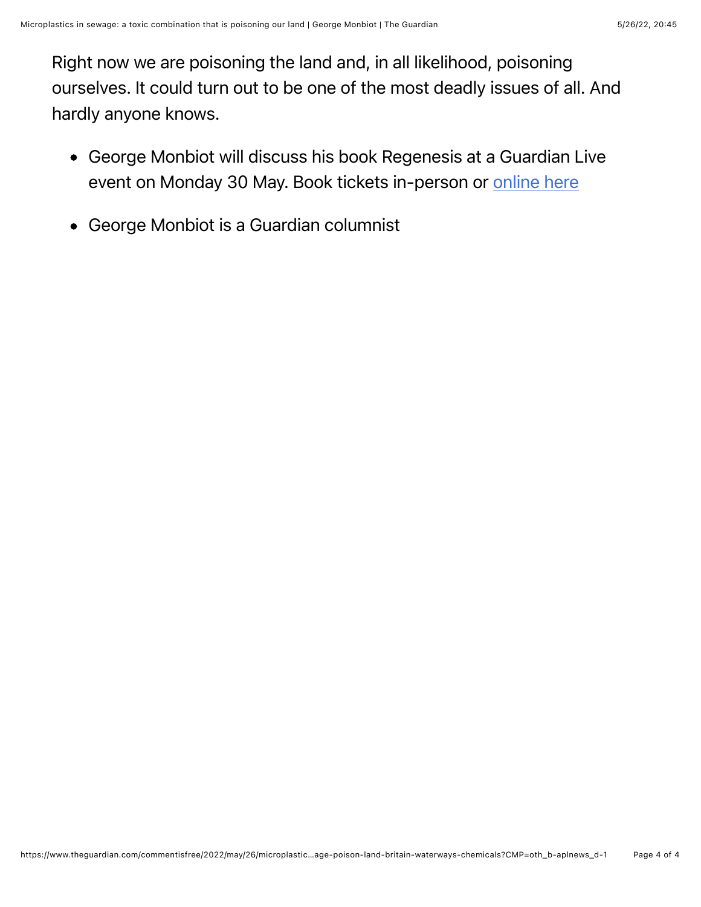Right now we are poisoning the land and, in all likelihood, poisoning ourselves. It could turn out to be one of the most deadly issues of all. And hardly anyone knows.

- George Monbiot will discuss his book Regenesis at a Guardian Live event on Monday 30 May. Book tickets in-person or [online here]

- George Monbiot is a Guardian columnist